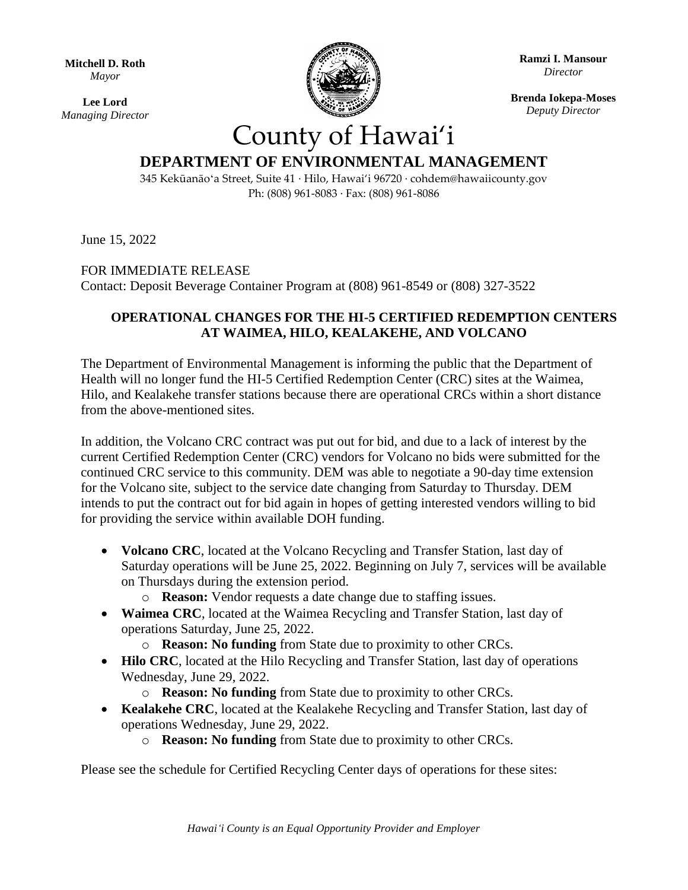**Mitchell D. Roth**
*Mayor*

**Lee Lord**
*Managing Director*

**Ramzi I. Mansour**
*Director*

**Brenda Iokepa-Moses**
*Deputy Director*

# County of Hawaiʻi

## DEPARTMENT OF ENVIRONMENTAL MANAGEMENT

345 Kekūanāoʻa Street, Suite 41 · Hilo, Hawaiʻi 96720 · cohdem@hawaiicounty.gov
Ph: (808) 961-8083 · Fax: (808) 961-8086

June 15, 2022

FOR IMMEDIATE RELEASE
Contact: Deposit Beverage Container Program at (808) 961-8549 or (808) 327-3522

### OPERATIONAL CHANGES FOR THE HI-5 CERTIFIED REDEMPTION CENTERS AT WAIMEA, HILO, KEALAKEHE, AND VOLCANO

The Department of Environmental Management is informing the public that the Department of Health will no longer fund the HI-5 Certified Redemption Center (CRC) sites at the Waimea, Hilo, and Kealakehe transfer stations because there are operational CRCs within a short distance from the above-mentioned sites.

In addition, the Volcano CRC contract was put out for bid, and due to a lack of interest by the current Certified Redemption Center (CRC) vendors for Volcano no bids were submitted for the continued CRC service to this community. DEM was able to negotiate a 90-day time extension for the Volcano site, subject to the service date changing from Saturday to Thursday. DEM intends to put the contract out for bid again in hopes of getting interested vendors willing to bid for providing the service within available DOH funding.

- **Volcano CRC**, located at the Volcano Recycling and Transfer Station, last day of Saturday operations will be June 25, 2022. Beginning on July 7, services will be available on Thursdays during the extension period.
  - **Reason:** Vendor requests a date change due to staffing issues.
- **Waimea CRC**, located at the Waimea Recycling and Transfer Station, last day of operations Saturday, June 25, 2022.
  - **Reason: No funding** from State due to proximity to other CRCs.
- **Hilo CRC**, located at the Hilo Recycling and Transfer Station, last day of operations Wednesday, June 29, 2022.
  - **Reason: No funding** from State due to proximity to other CRCs.
- **Kealakehe CRC**, located at the Kealakehe Recycling and Transfer Station, last day of operations Wednesday, June 29, 2022.
  - **Reason: No funding** from State due to proximity to other CRCs.

Please see the schedule for Certified Recycling Center days of operations for these sites:

*Hawaiʻi County is an Equal Opportunity Provider and Employer*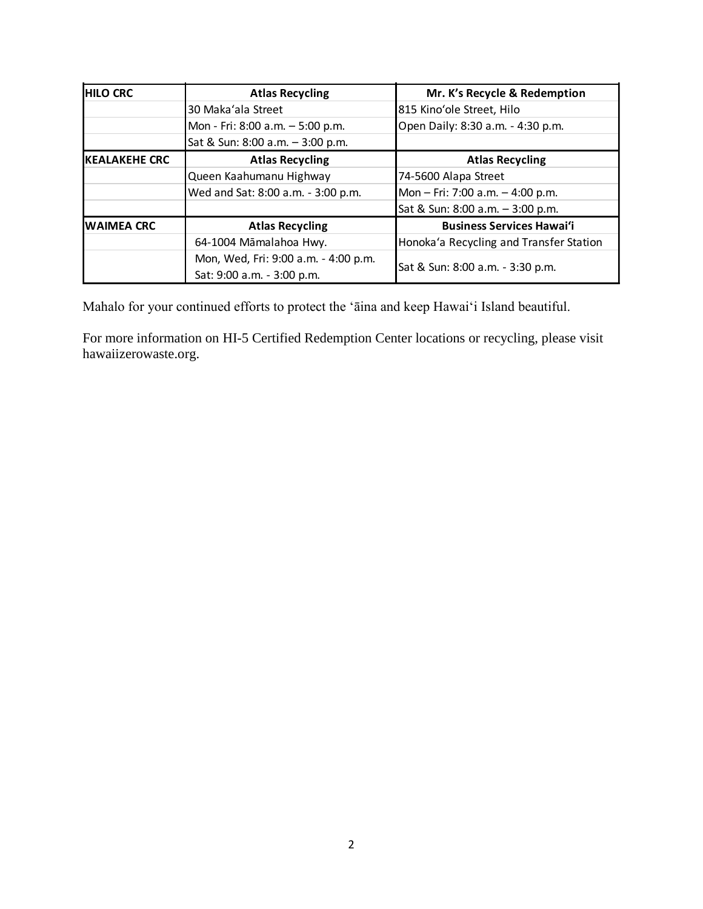| | | |
|---|---|---|
| **HILO CRC** | **Atlas Recycling** | **Mr. K's Recycle & Redemption** |
| | 30 Maka'ala Street | 815 Kino'ole Street, Hilo |
| | Mon - Fri: 8:00 a.m. – 5:00 p.m. | Open Daily: 8:30 a.m. - 4:30 p.m. |
| | Sat & Sun: 8:00 a.m. – 3:00 p.m. | |
| **KEALAKEHE CRC** | **Atlas Recycling** | **Atlas Recycling** |
| | Queen Kaahumanu Highway | 74-5600 Alapa Street |
| | Wed and Sat: 8:00 a.m. - 3:00 p.m. | Mon – Fri: 7:00 a.m. – 4:00 p.m. |
| | | Sat & Sun: 8:00 a.m. – 3:00 p.m. |
| **WAIMEA CRC** | **Atlas Recycling** | **Business Services Hawai'i** |
| | 64-1004 Māmalahoa Hwy. | Honoka'a Recycling and Transfer Station |
| | Mon, Wed, Fri: 9:00 a.m. - 4:00 p.m.<br>Sat: 9:00 a.m. - 3:00 p.m. | Sat & Sun: 8:00 a.m. - 3:30 p.m. |

Mahalo for your continued efforts to protect the ʻāina and keep Hawaiʻi Island beautiful.

For more information on HI-5 Certified Redemption Center locations or recycling, please visit hawaiizerowaste.org.